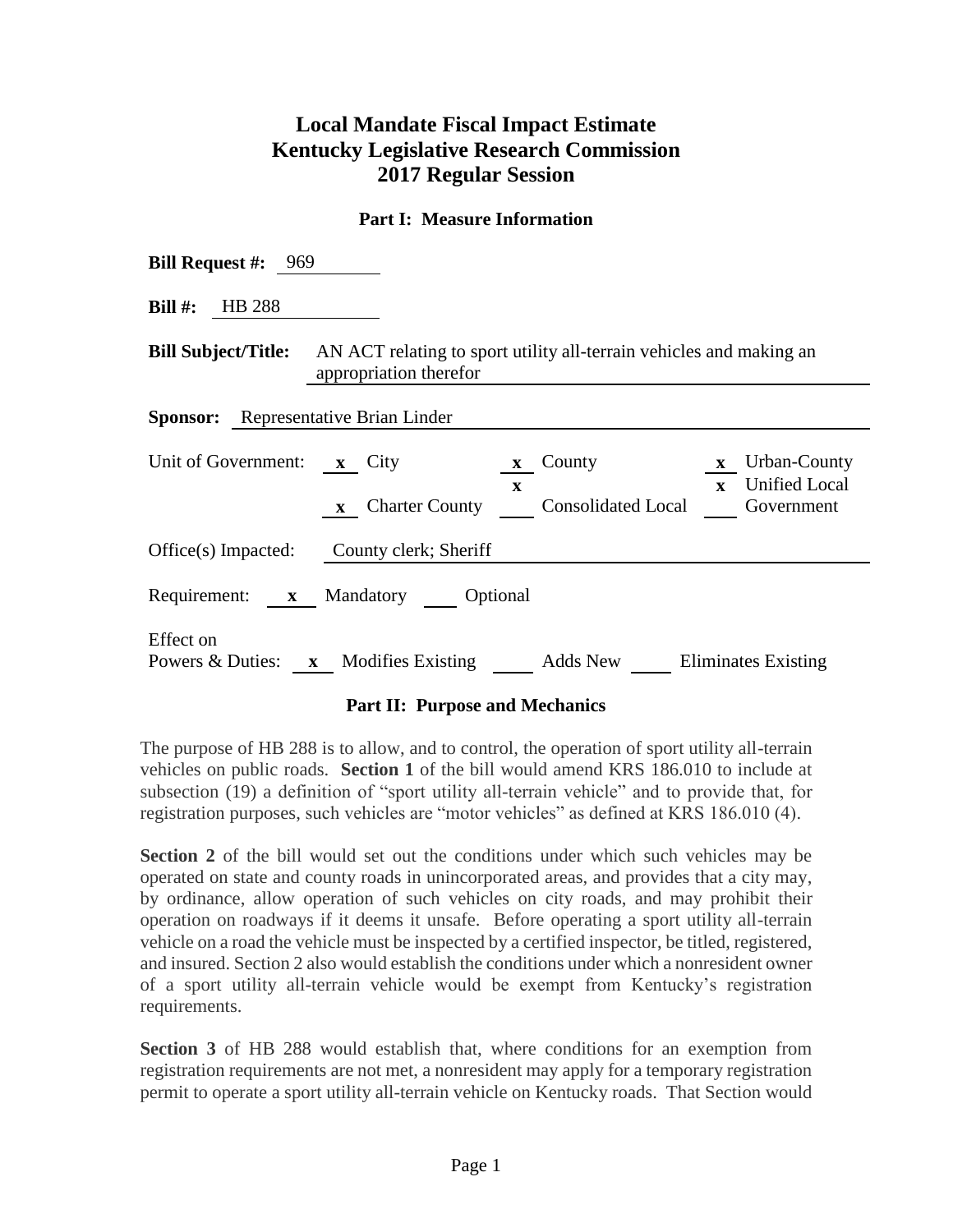# Local Mandate Fiscal Impact Estimate
# Kentucky Legislative Research Commission
# 2017 Regular Session

## Part I: Measure Information

**Bill Request #:** 969

**Bill #:** HB 288

**Bill Subject/Title:** AN ACT relating to sport utility all-terrain vehicles and making an appropriation therefor

**Sponsor:** Representative Brian Linder

Unit of Government: **x** City **x** County **x** Urban-County **x** Charter County **x** Consolidated Local **x** Unified Local Government

Office(s) Impacted: County clerk; Sheriff

Requirement: **x** Mandatory ___ Optional

Effect on Powers & Duties: **x** Modifies Existing ___ Adds New ___ Eliminates Existing

## Part II: Purpose and Mechanics

The purpose of HB 288 is to allow, and to control, the operation of sport utility all-terrain vehicles on public roads. **Section 1** of the bill would amend KRS 186.010 to include at subsection (19) a definition of "sport utility all-terrain vehicle" and to provide that, for registration purposes, such vehicles are "motor vehicles" as defined at KRS 186.010 (4).

**Section 2** of the bill would set out the conditions under which such vehicles may be operated on state and county roads in unincorporated areas, and provides that a city may, by ordinance, allow operation of such vehicles on city roads, and may prohibit their operation on roadways if it deems it unsafe. Before operating a sport utility all-terrain vehicle on a road the vehicle must be inspected by a certified inspector, be titled, registered, and insured. Section 2 also would establish the conditions under which a nonresident owner of a sport utility all-terrain vehicle would be exempt from Kentucky's registration requirements.

**Section 3** of HB 288 would establish that, where conditions for an exemption from registration requirements are not met, a nonresident may apply for a temporary registration permit to operate a sport utility all-terrain vehicle on Kentucky roads. That Section would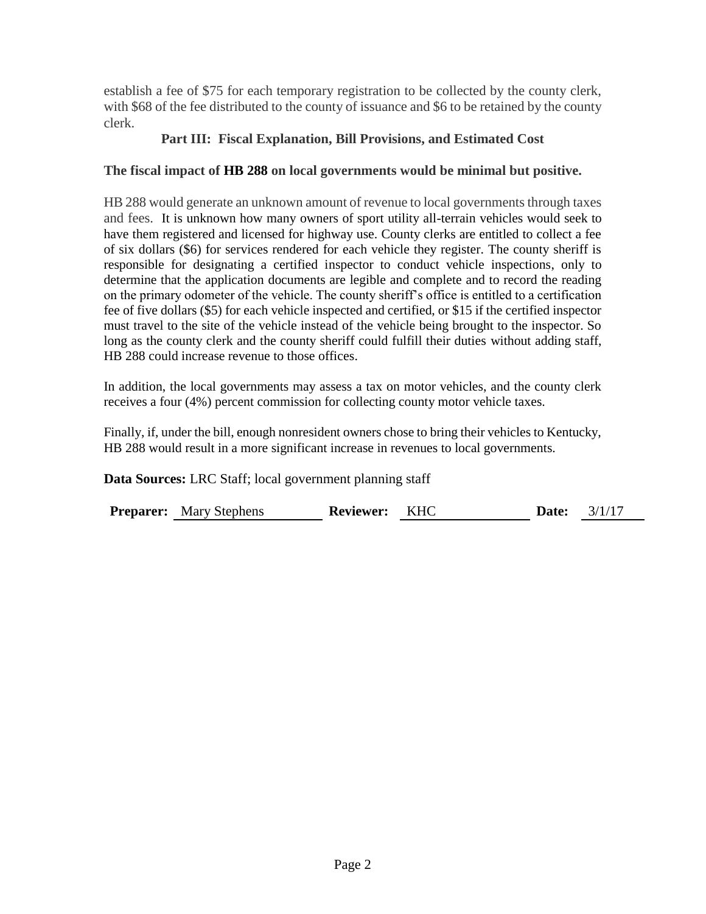establish a fee of $75 for each temporary registration to be collected by the county clerk, with $68 of the fee distributed to the county of issuance and $6 to be retained by the county clerk.

## Part III: Fiscal Explanation, Bill Provisions, and Estimated Cost

**The fiscal impact of HB 288 on local governments would be minimal but positive.**

HB 288 would generate an unknown amount of revenue to local governments through taxes and fees. It is unknown how many owners of sport utility all-terrain vehicles would seek to have them registered and licensed for highway use. County clerks are entitled to collect a fee of six dollars ($6) for services rendered for each vehicle they register. The county sheriff is responsible for designating a certified inspector to conduct vehicle inspections, only to determine that the application documents are legible and complete and to record the reading on the primary odometer of the vehicle. The county sheriff's office is entitled to a certification fee of five dollars ($5) for each vehicle inspected and certified, or $15 if the certified inspector must travel to the site of the vehicle instead of the vehicle being brought to the inspector. So long as the county clerk and the county sheriff could fulfill their duties without adding staff, HB 288 could increase revenue to those offices.

In addition, the local governments may assess a tax on motor vehicles, and the county clerk receives a four (4%) percent commission for collecting county motor vehicle taxes.

Finally, if, under the bill, enough nonresident owners chose to bring their vehicles to Kentucky, HB 288 would result in a more significant increase in revenues to local governments.

**Data Sources:** LRC Staff; local government planning staff

**Preparer:** Mary Stephens **Reviewer:** KHC **Date:** 3/1/17